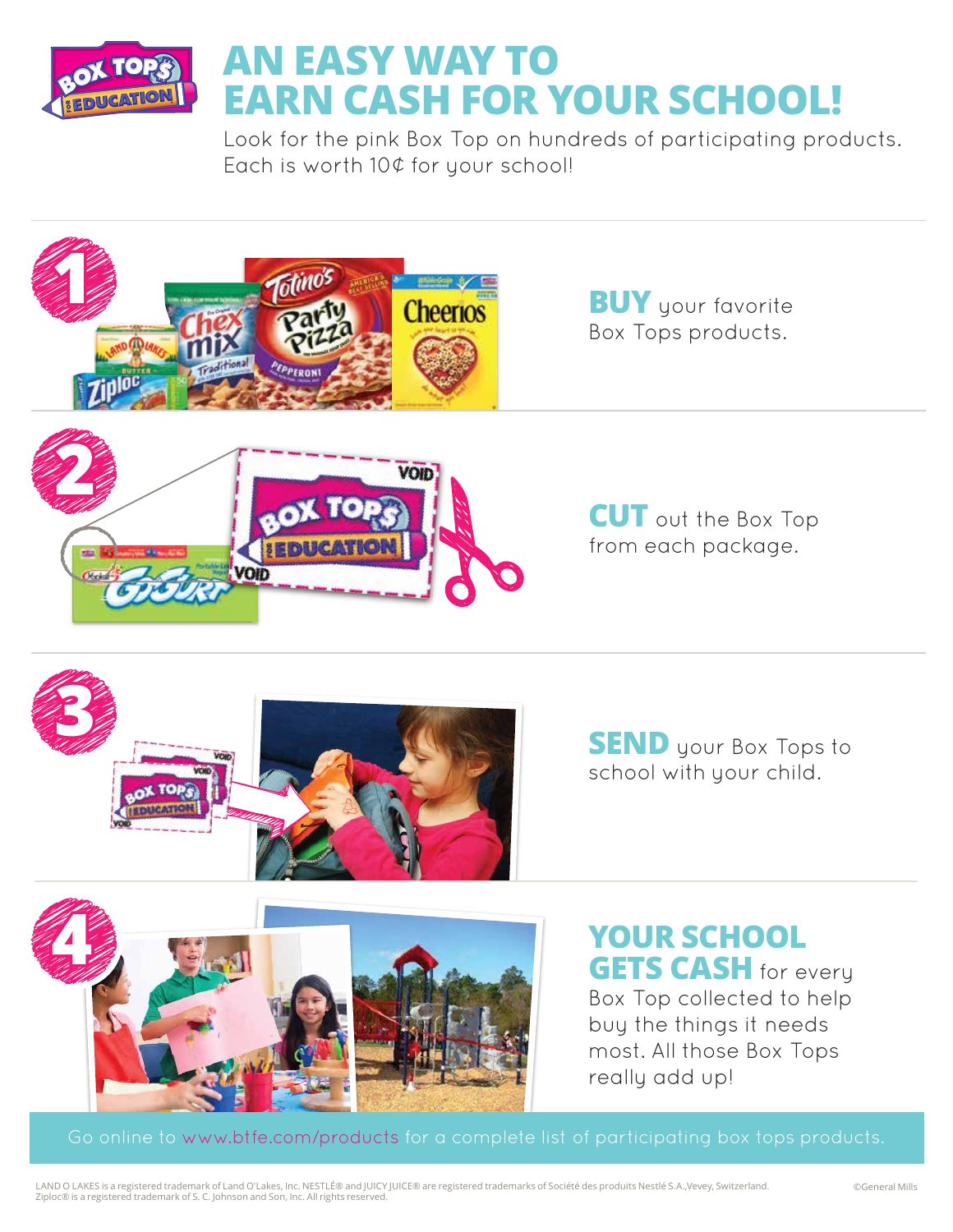# AN EASY WAY TO EARN CASH FOR YOUR SCHOOL!

Look for the pink Box Top on hundreds of participating products. Each is worth 10¢ for your school!

1. **BUY** your favorite Box Tops products.

2. **CUT** out the Box Top from each package.

3. **SEND** your Box Tops to school with your child.

4. **YOUR SCHOOL GETS CASH** for every Box Top collected to help buy the things it needs most. All those Box Tops really add up!

Go online to www.btfe.com/products for a complete list of participating box tops products.

LAND O LAKES is a registered trademark of Land O'Lakes, Inc. NESTLÉ® and JUICY JUICE® are registered trademarks of Société des produits Nestlé S.A.,Vevey, Switzerland. Ziploc® is a registered trademark of S. C. Johnson and Son, Inc. All rights reserved.

©General Mills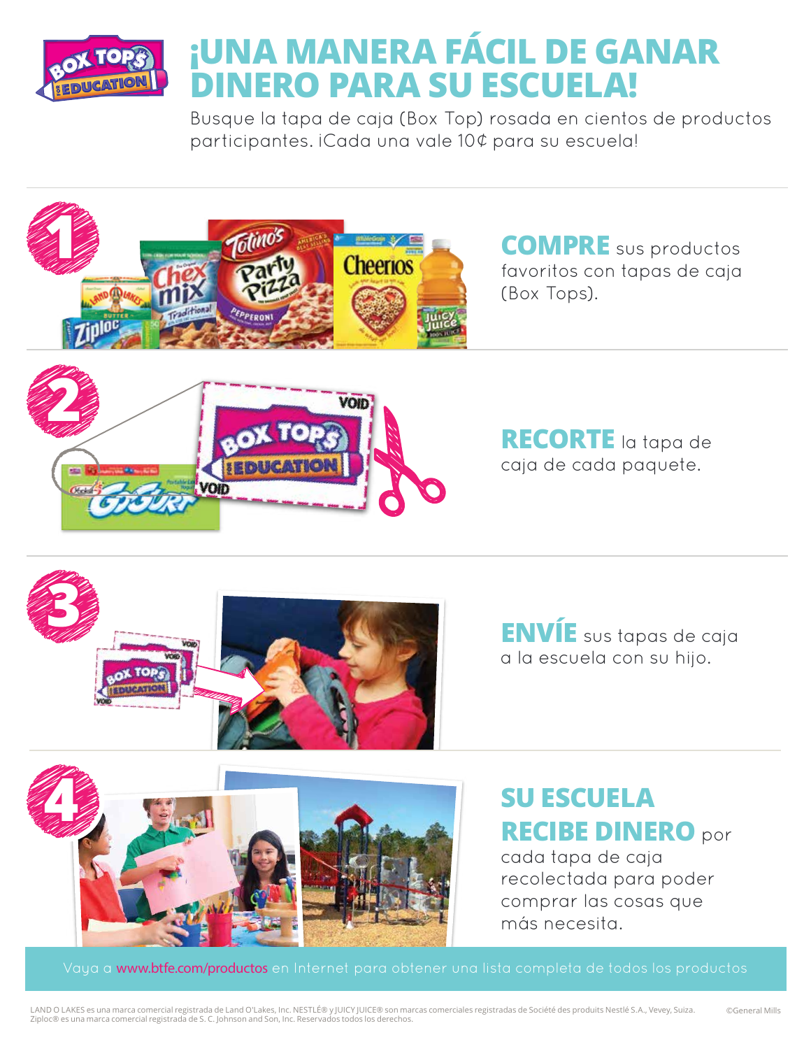# ¡UNA MANERA FÁCIL DE GANAR DINERO PARA SU ESCUELA!

Busque la tapa de caja (Box Top) rosada en cientos de productos participantes. ¡Cada una vale 10¢ para su escuela!

1. **COMPRE** sus productos favoritos con tapas de caja (Box Tops).

2. **RECORTE** la tapa de caja de cada paquete.

3. **ENVÍE** sus tapas de caja a la escuela con su hijo.

4. **SU ESCUELA RECIBE DINERO** por cada tapa de caja recolectada para poder comprar las cosas que más necesita.

Vaya a www.btfe.com/productos en Internet para obtener una lista completa de todos los productos

LAND O LAKES es una marca comercial registrada de Land O'Lakes, Inc. NESTLÉ® y JUICY JUICE® son marcas comerciales registradas de Société des produits Nestlé S.A., Vevey, Suiza. Ziploc® es una marca comercial registrada de S. C. Johnson and Son, Inc. Reservados todos los derechos.

©General Mills